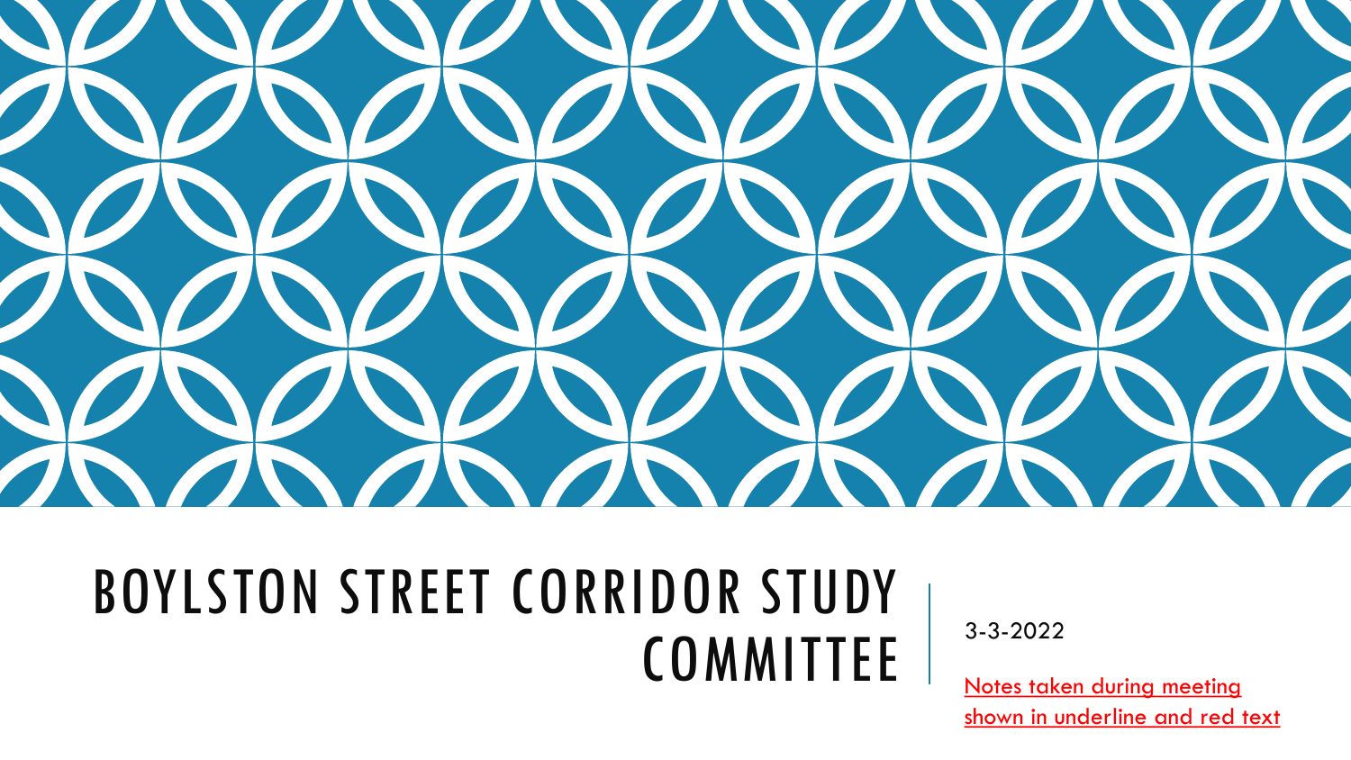# BOYLSTON STREET CORRIDOR STUDY COMMITTEE

3-3-2022

Notes taken during meeting shown in underline and red text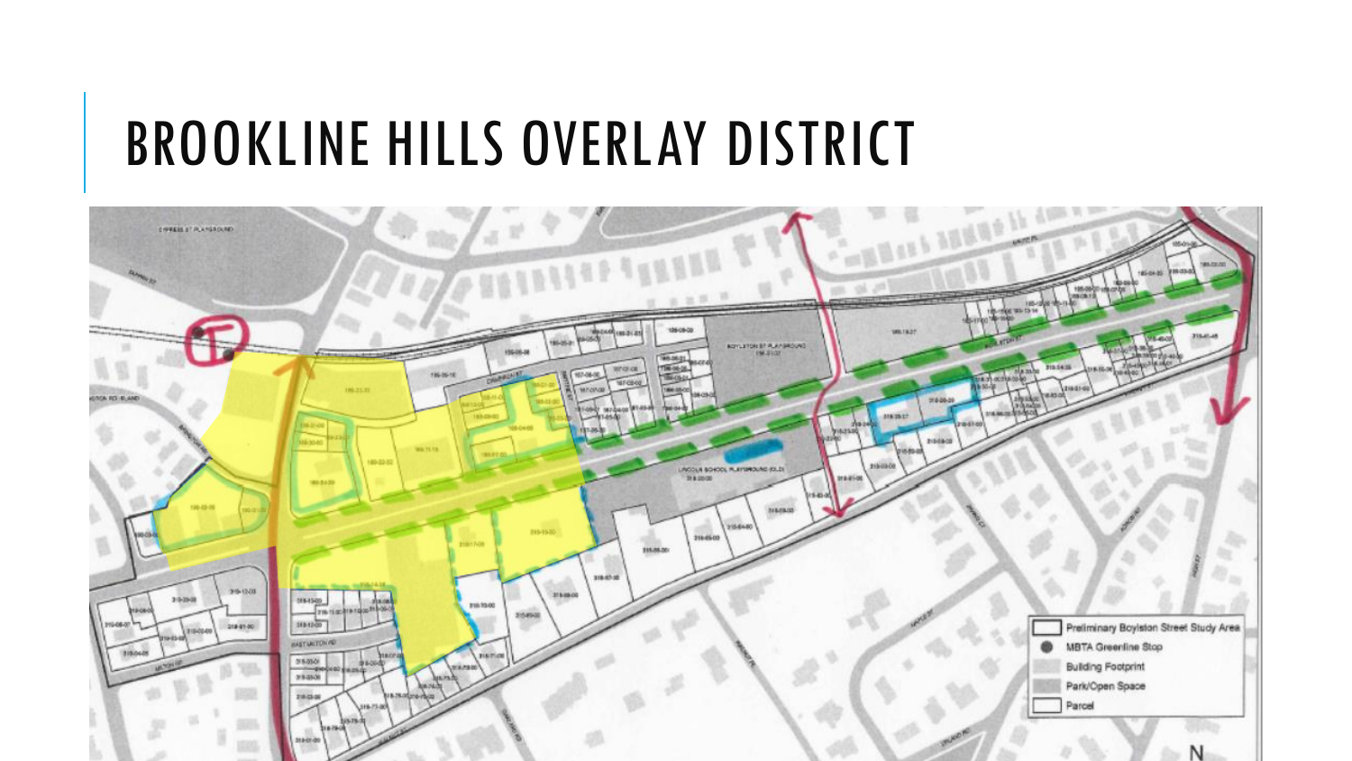# BROOKLINE HILLS OVERLAY DISTRICT

- Preliminary Boylston Street Study Area
- MBTA Greenline Stop
- Building Footprint
- Park/Open Space
- Parcel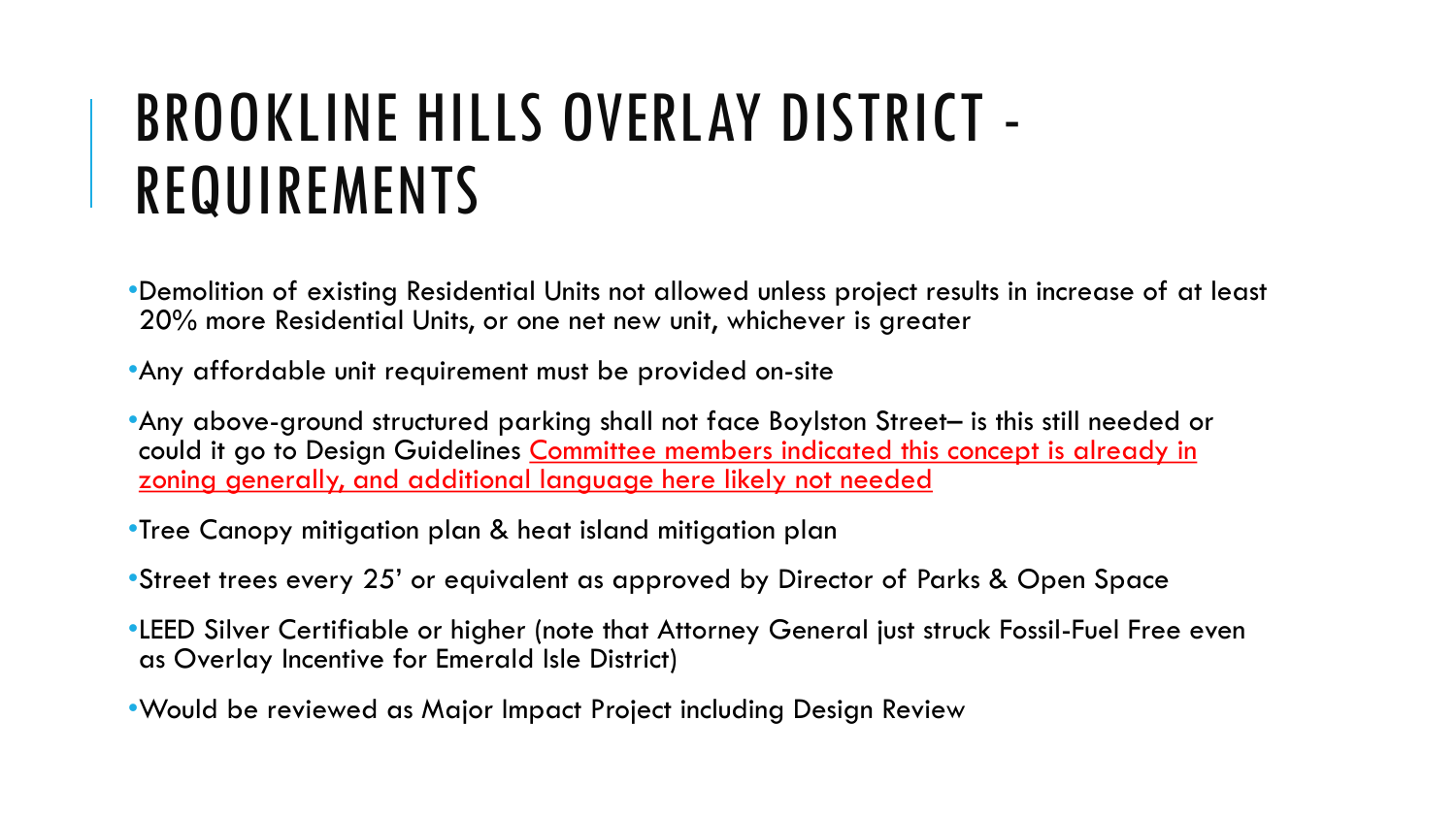# BROOKLINE HILLS OVERLAY DISTRICT - REQUIREMENTS

- Demolition of existing Residential Units not allowed unless project results in increase of at least 20% more Residential Units, or one net new unit, whichever is greater
- Any affordable unit requirement must be provided on-site
- Any above-ground structured parking shall not face Boylston Street– is this still needed or could it go to Design Guidelines <u>Committee members indicated this concept is already in zoning generally, and additional language here likely not needed</u>
- Tree Canopy mitigation plan & heat island mitigation plan
- Street trees every 25' or equivalent as approved by Director of Parks & Open Space
- LEED Silver Certifiable or higher (note that Attorney General just struck Fossil-Fuel Free even as Overlay Incentive for Emerald Isle District)
- Would be reviewed as Major Impact Project including Design Review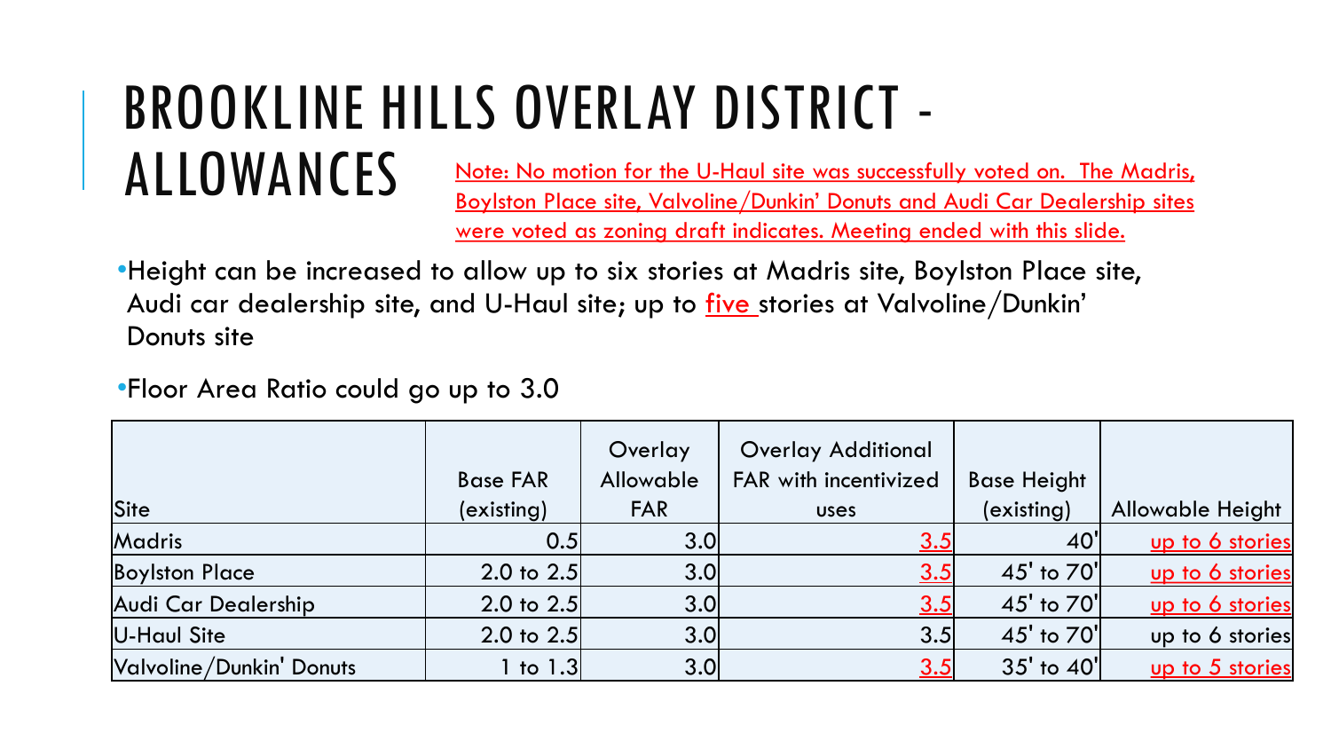# BROOKLINE HILLS OVERLAY DISTRICT - ALLOWANCES

Note: No motion for the U-Haul site was successfully voted on. The Madris, Boylston Place site, Valvoline/Dunkin' Donuts and Audi Car Dealership sites were voted as zoning draft indicates. Meeting ended with this slide.

- Height can be increased to allow up to six stories at Madris site, Boylston Place site, Audi car dealership site, and U-Haul site; up to five stories at Valvoline/Dunkin' Donuts site
- Floor Area Ratio could go up to 3.0

| Site | Base FAR (existing) | Overlay Allowable FAR | Overlay Additional FAR with incentivized uses | Base Height (existing) | Allowable Height |
|---|---|---|---|---|---|
| Madris | 0.5 | 3.0 | 3.5 | 40' | up to 6 stories |
| Boylston Place | 2.0 to 2.5 | 3.0 | 3.5 | 45' to 70' | up to 6 stories |
| Audi Car Dealership | 2.0 to 2.5 | 3.0 | 3.5 | 45' to 70' | up to 6 stories |
| U-Haul Site | 2.0 to 2.5 | 3.0 | 3.5 | 45' to 70' | up to 6 stories |
| Valvoline/Dunkin' Donuts | 1 to 1.3 | 3.0 | 3.5 | 35' to 40' | up to 5 stories |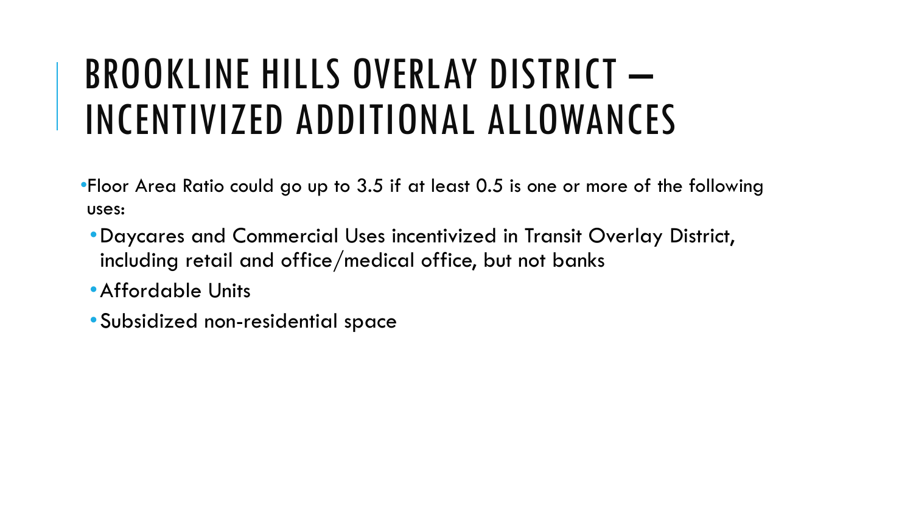# BROOKLINE HILLS OVERLAY DISTRICT – INCENTIVIZED ADDITIONAL ALLOWANCES

- Floor Area Ratio could go up to 3.5 if at least 0.5 is one or more of the following uses:
  - Daycares and Commercial Uses incentivized in Transit Overlay District, including retail and office/medical office, but not banks
  - Affordable Units
  - Subsidized non-residential space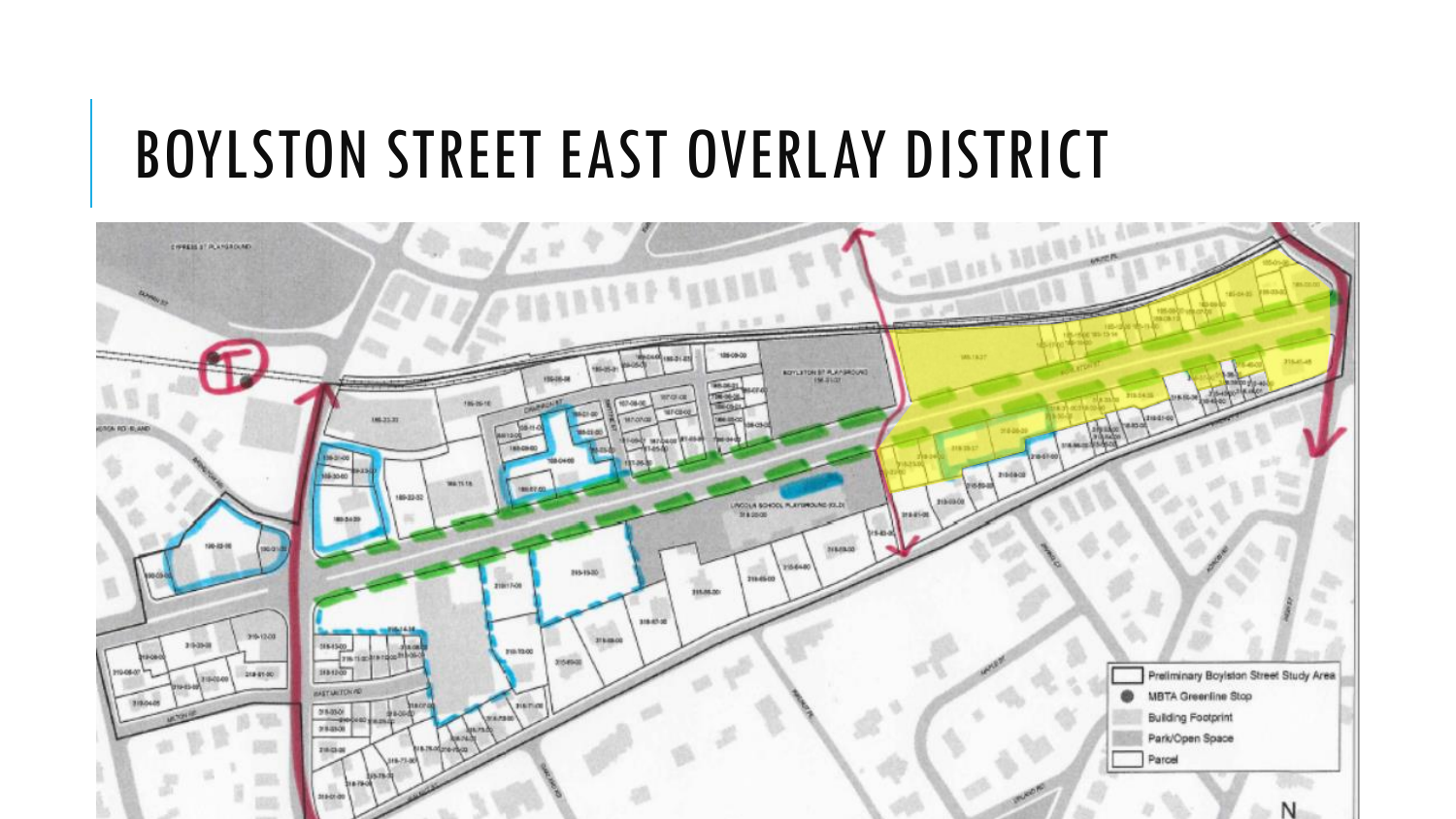# BOYLSTON STREET EAST OVERLAY DISTRICT

Preliminary Boylston Street Study Area

MBTA Greenline Stop

Building Footprint

Park/Open Space

Parcel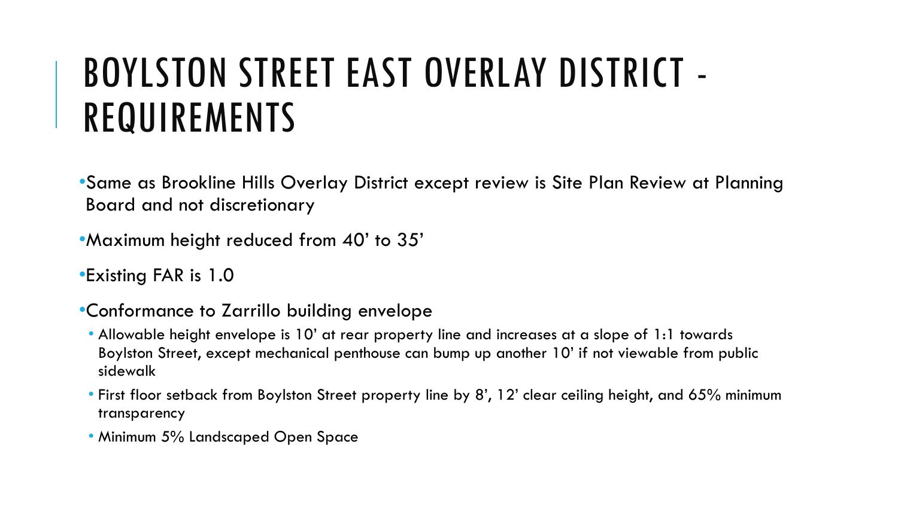# BOYLSTON STREET EAST OVERLAY DISTRICT - REQUIREMENTS

- Same as Brookline Hills Overlay District except review is Site Plan Review at Planning Board and not discretionary
- Maximum height reduced from 40' to 35'
- Existing FAR is 1.0
- Conformance to Zarrillo building envelope
  - Allowable height envelope is 10' at rear property line and increases at a slope of 1:1 towards Boylston Street, except mechanical penthouse can bump up another 10' if not viewable from public sidewalk
  - First floor setback from Boylston Street property line by 8', 12' clear ceiling height, and 65% minimum transparency
  - Minimum 5% Landscaped Open Space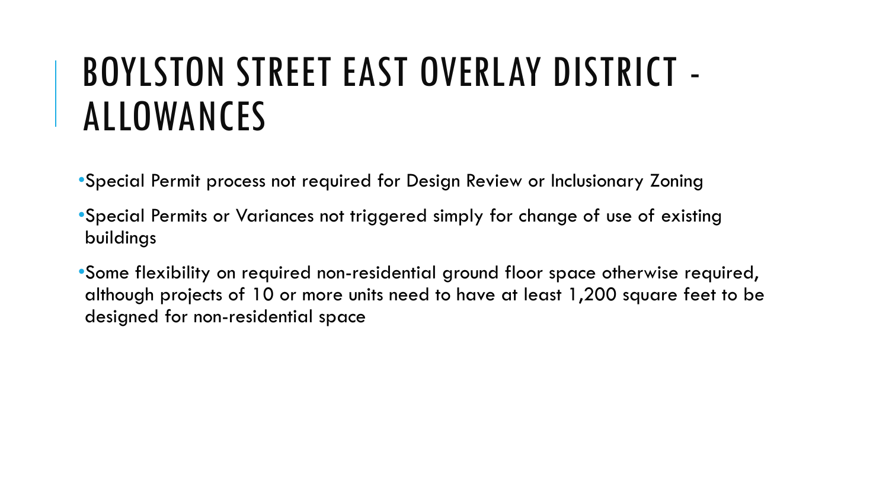# BOYLSTON STREET EAST OVERLAY DISTRICT - ALLOWANCES

- Special Permit process not required for Design Review or Inclusionary Zoning
- Special Permits or Variances not triggered simply for change of use of existing buildings
- Some flexibility on required non-residential ground floor space otherwise required, although projects of 10 or more units need to have at least 1,200 square feet to be designed for non-residential space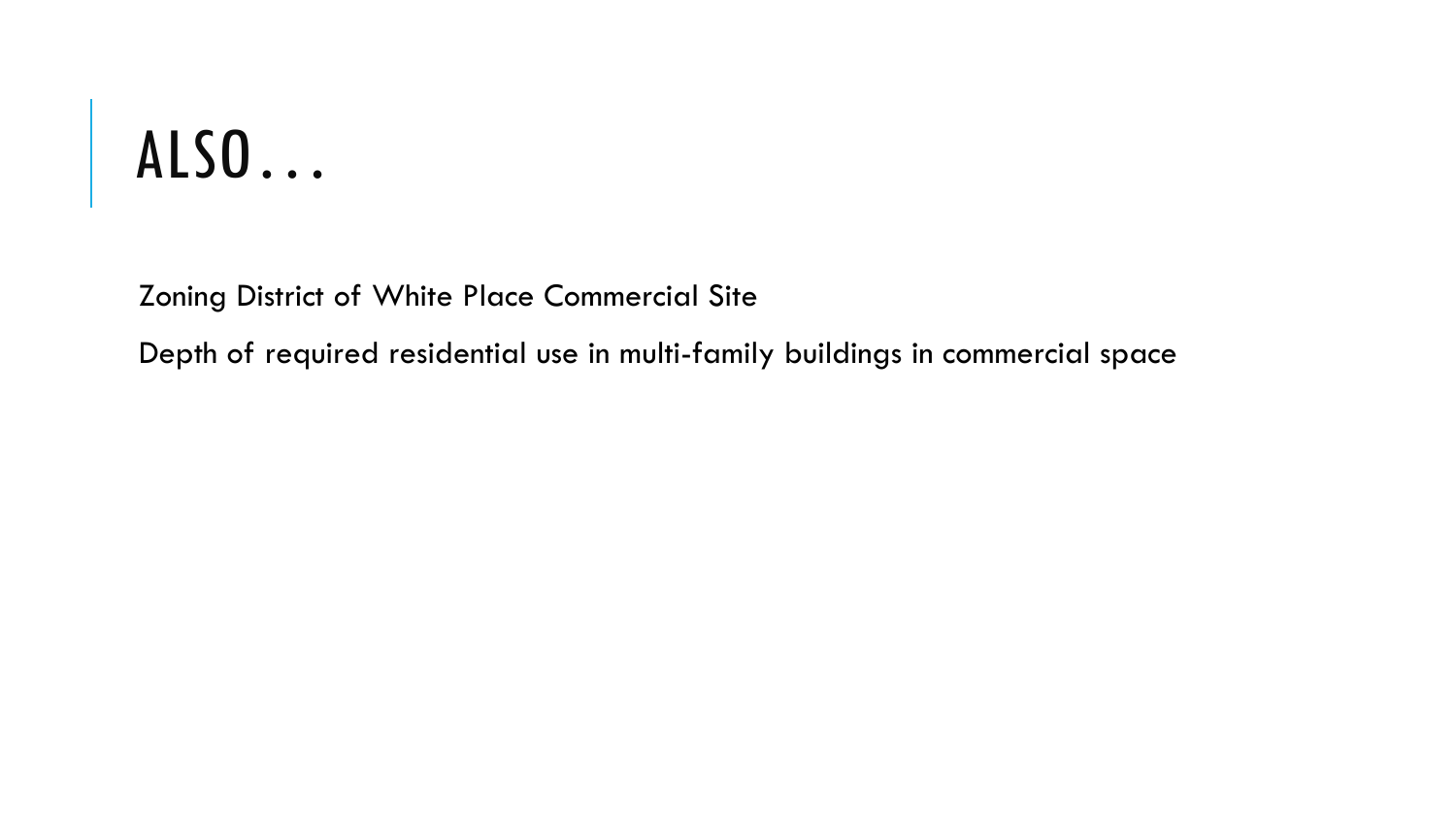# ALSO…

Zoning District of White Place Commercial Site

Depth of required residential use in multi-family buildings in commercial space